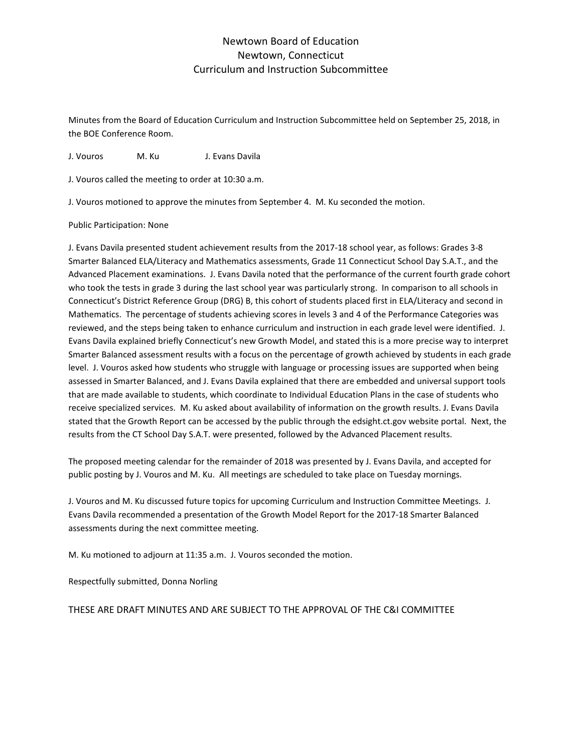# Newtown Board of Education
# Newtown, Connecticut
# Curriculum and Instruction Subcommittee

Minutes from the Board of Education Curriculum and Instruction Subcommittee held on September 25, 2018, in the BOE Conference Room.

J. Vouros M. Ku J. Evans Davila

J. Vouros called the meeting to order at 10:30 a.m.

J. Vouros motioned to approve the minutes from September 4. M. Ku seconded the motion.

Public Participation: None

J. Evans Davila presented student achievement results from the 2017-18 school year, as follows: Grades 3-8 Smarter Balanced ELA/Literacy and Mathematics assessments, Grade 11 Connecticut School Day S.A.T., and the Advanced Placement examinations. J. Evans Davila noted that the performance of the current fourth grade cohort who took the tests in grade 3 during the last school year was particularly strong. In comparison to all schools in Connecticut's District Reference Group (DRG) B, this cohort of students placed first in ELA/Literacy and second in Mathematics. The percentage of students achieving scores in levels 3 and 4 of the Performance Categories was reviewed, and the steps being taken to enhance curriculum and instruction in each grade level were identified. J. Evans Davila explained briefly Connecticut's new Growth Model, and stated this is a more precise way to interpret Smarter Balanced assessment results with a focus on the percentage of growth achieved by students in each grade level. J. Vouros asked how students who struggle with language or processing issues are supported when being assessed in Smarter Balanced, and J. Evans Davila explained that there are embedded and universal support tools that are made available to students, which coordinate to Individual Education Plans in the case of students who receive specialized services. M. Ku asked about availability of information on the growth results. J. Evans Davila stated that the Growth Report can be accessed by the public through the edsight.ct.gov website portal. Next, the results from the CT School Day S.A.T. were presented, followed by the Advanced Placement results.

The proposed meeting calendar for the remainder of 2018 was presented by J. Evans Davila, and accepted for public posting by J. Vouros and M. Ku. All meetings are scheduled to take place on Tuesday mornings.

J. Vouros and M. Ku discussed future topics for upcoming Curriculum and Instruction Committee Meetings. J. Evans Davila recommended a presentation of the Growth Model Report for the 2017-18 Smarter Balanced assessments during the next committee meeting.

M. Ku motioned to adjourn at 11:35 a.m. J. Vouros seconded the motion.

Respectfully submitted, Donna Norling

THESE ARE DRAFT MINUTES AND ARE SUBJECT TO THE APPROVAL OF THE C&I COMMITTEE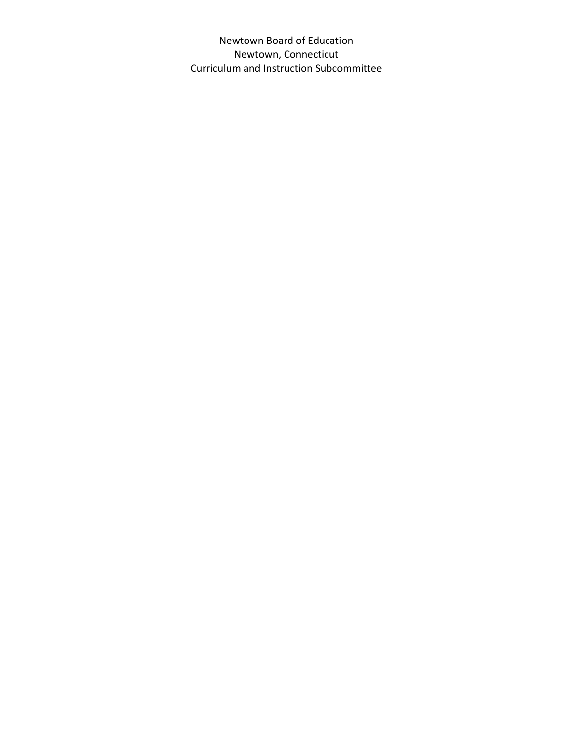Newtown Board of Education
Newtown, Connecticut
Curriculum and Instruction Subcommittee